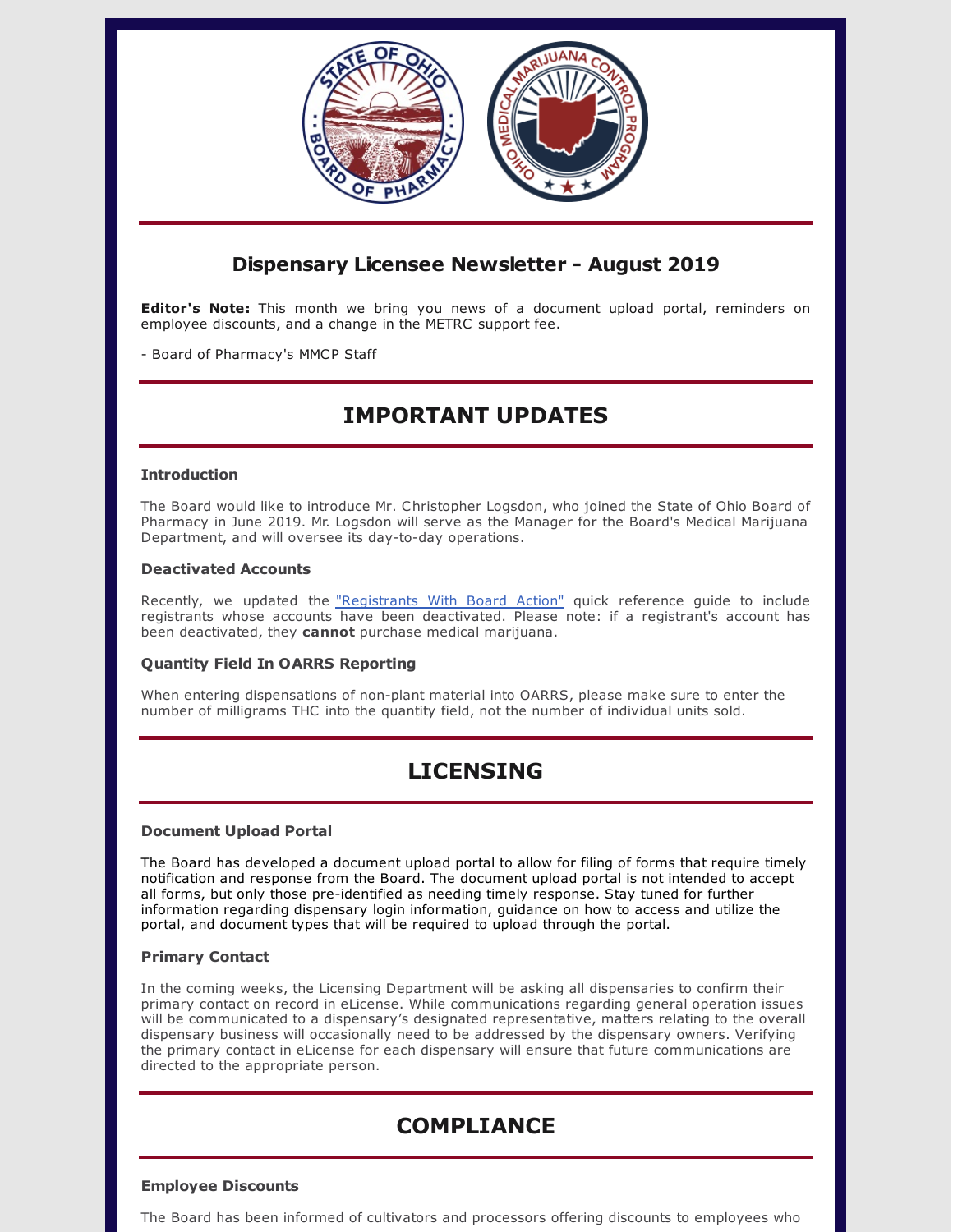## Dispensary Licensee Newsletter - August 2019

**Editor's Note:** This month we bring you news of a document upload portal, reminders on employee discounts, and a change in the METRC support fee.

- Board of Pharmacy's MMCP Staff

# IMPORTANT UPDATES

### Introduction

The Board would like to introduce Mr. Christopher Logsdon, who joined the State of Ohio Board of Pharmacy in June 2019. Mr. Logsdon will serve as the Manager for the Board's Medical Marijuana Department, and will oversee its day-to-day operations.

### Deactivated Accounts

Recently, we updated the "Registrants With Board Action" quick reference guide to include registrants whose accounts have been deactivated. Please note: if a registrant's account has been deactivated, they **cannot** purchase medical marijuana.

### Quantity Field In OARRS Reporting

When entering dispensations of non-plant material into OARRS, please make sure to enter the number of milligrams THC into the quantity field, not the number of individual units sold.

# LICENSING

### Document Upload Portal

The Board has developed a document upload portal to allow for filing of forms that require timely notification and response from the Board. The document upload portal is not intended to accept all forms, but only those pre-identified as needing timely response. Stay tuned for further information regarding dispensary login information, guidance on how to access and utilize the portal, and document types that will be required to upload through the portal.

### Primary Contact

In the coming weeks, the Licensing Department will be asking all dispensaries to confirm their primary contact on record in eLicense. While communications regarding general operation issues will be communicated to a dispensary's designated representative, matters relating to the overall dispensary business will occasionally need to be addressed by the dispensary owners. Verifying the primary contact in eLicense for each dispensary will ensure that future communications are directed to the appropriate person.

# COMPLIANCE

### Employee Discounts

The Board has been informed of cultivators and processors offering discounts to employees who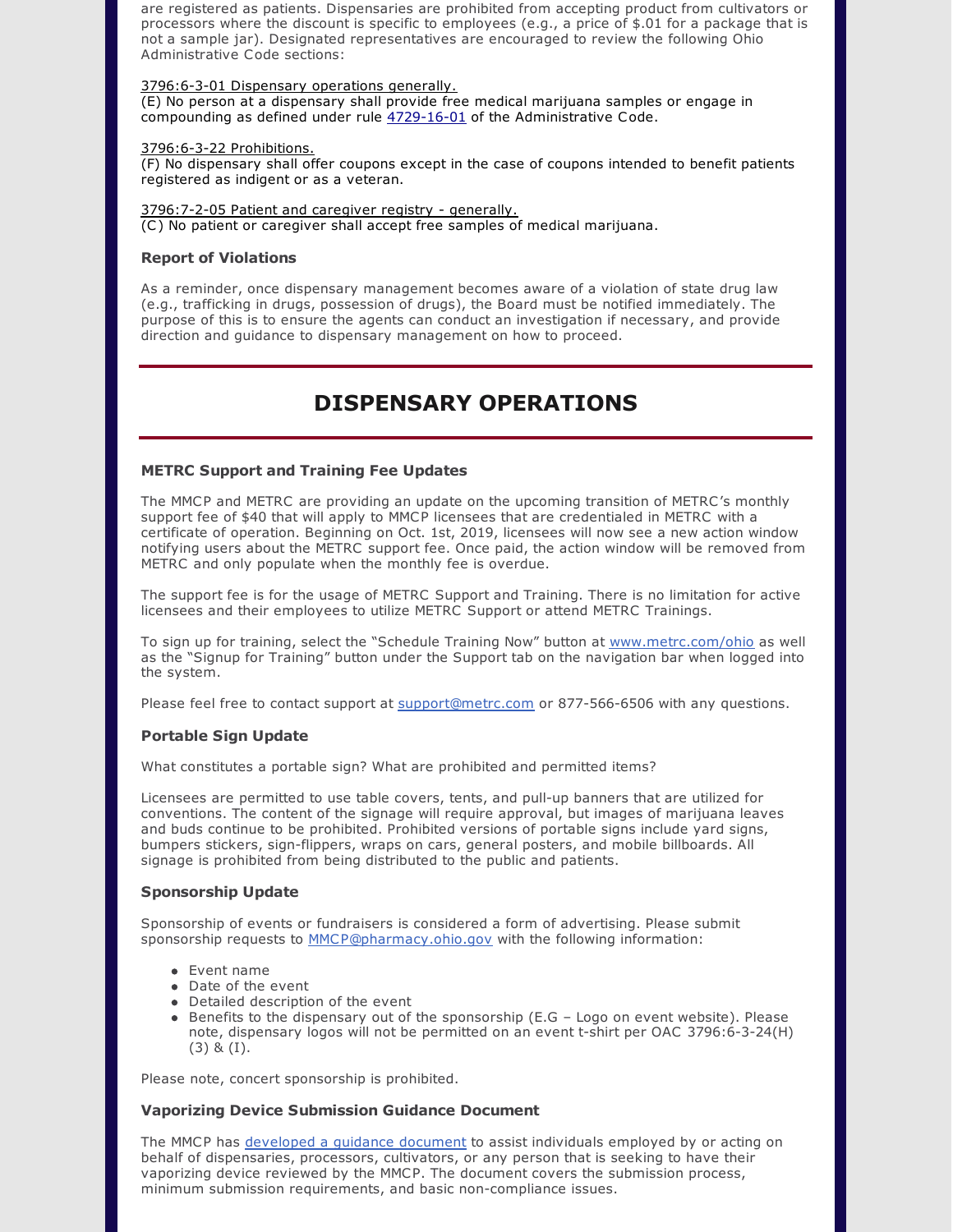are registered as patients. Dispensaries are prohibited from accepting product from cultivators or processors where the discount is specific to employees (e.g., a price of $.01 for a package that is not a sample jar). Designated representatives are encouraged to review the following Ohio Administrative Code sections:

3796:6-3-01 Dispensary operations generally.
(E) No person at a dispensary shall provide free medical marijuana samples or engage in compounding as defined under rule 4729-16-01 of the Administrative Code.

3796:6-3-22 Prohibitions.
(F) No dispensary shall offer coupons except in the case of coupons intended to benefit patients registered as indigent or as a veteran.

3796:7-2-05 Patient and caregiver registry - generally.
(C) No patient or caregiver shall accept free samples of medical marijuana.

### Report of Violations

As a reminder, once dispensary management becomes aware of a violation of state drug law (e.g., trafficking in drugs, possession of drugs), the Board must be notified immediately. The purpose of this is to ensure the agents can conduct an investigation if necessary, and provide direction and guidance to dispensary management on how to proceed.

## DISPENSARY OPERATIONS

### METRC Support and Training Fee Updates

The MMCP and METRC are providing an update on the upcoming transition of METRC's monthly support fee of $40 that will apply to MMCP licensees that are credentialed in METRC with a certificate of operation. Beginning on Oct. 1st, 2019, licensees will now see a new action window notifying users about the METRC support fee. Once paid, the action window will be removed from METRC and only populate when the monthly fee is overdue.

The support fee is for the usage of METRC Support and Training. There is no limitation for active licensees and their employees to utilize METRC Support or attend METRC Trainings.

To sign up for training, select the "Schedule Training Now" button at www.metrc.com/ohio as well as the "Signup for Training" button under the Support tab on the navigation bar when logged into the system.

Please feel free to contact support at support@metrc.com or 877-566-6506 with any questions.

### Portable Sign Update

What constitutes a portable sign? What are prohibited and permitted items?

Licensees are permitted to use table covers, tents, and pull-up banners that are utilized for conventions. The content of the signage will require approval, but images of marijuana leaves and buds continue to be prohibited. Prohibited versions of portable signs include yard signs, bumpers stickers, sign-flippers, wraps on cars, general posters, and mobile billboards. All signage is prohibited from being distributed to the public and patients.

### Sponsorship Update

Sponsorship of events or fundraisers is considered a form of advertising. Please submit sponsorship requests to MMCP@pharmacy.ohio.gov with the following information:

- Event name
- Date of the event
- Detailed description of the event
- Benefits to the dispensary out of the sponsorship (E.G – Logo on event website). Please note, dispensary logos will not be permitted on an event t-shirt per OAC 3796:6-3-24(H)(3) & (I).

Please note, concert sponsorship is prohibited.

### Vaporizing Device Submission Guidance Document

The MMCP has developed a guidance document to assist individuals employed by or acting on behalf of dispensaries, processors, cultivators, or any person that is seeking to have their vaporizing device reviewed by the MMCP. The document covers the submission process, minimum submission requirements, and basic non-compliance issues.